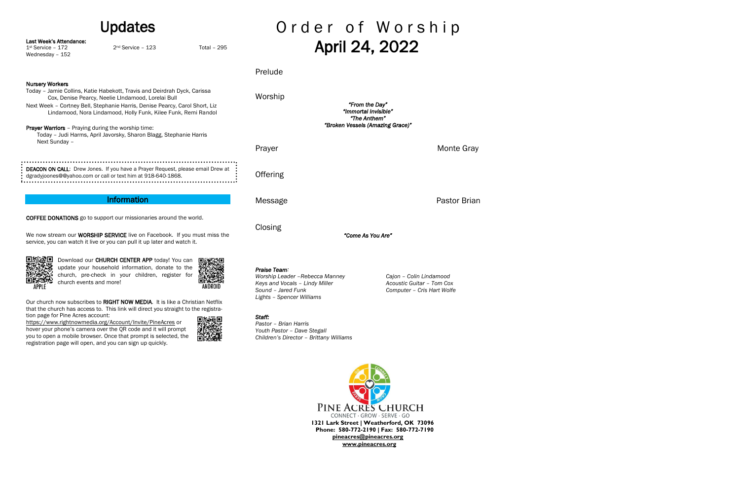# Updates

**Last Week's Attendance:**
1st Service – 172 2nd Service – 123 Total – 295
Wednesday – 152

**Nursery Workers**
Today – Jamie Collins, Katie Habekott, Travis and Deirdrah Dyck, Carissa Cox, Denise Pearcy, Neelie LIndamood, Lorelai Bull
Next Week – Cortney Bell, Stephanie Harris, Denise Pearcy, Carol Short, Liz Lindamood, Nora Lindamood, Holly Funk, Kilee Funk, Remi Randol

**Prayer Warriors** – Praying during the worship time:
Today – Judi Harms, April Javorsky, Sharon Blagg, Stephanie Harris
Next Sunday –

**DEACON ON CALL**: Drew Jones. If you have a Prayer Request, please email Drew at dgradyjoones@@yahoo.com or call or text him at 918-640-1868.

## Information

**COFFEE DONATIONS** go to support our missionaries around the world.

We now stream our **WORSHIP SERVICE** live on Facebook. If you must miss the service, you can watch it live or you can pull it up later and watch it.

Download our **CHURCH CENTER APP** today! You can update your household information, donate to the church, pre-check in your children, register for church events and more!

APPLE ANDROID

Our church now subscribes to **RIGHT NOW MEDIA**. It is like a Christian Netflix that the church has access to. This link will direct you straight to the registration page for Pine Acres account:
https://www.rightnowmedia.org/Account/Invite/PineAcres or hover your phone's camera over the QR code and it will prompt you to open a mobile browser. Once that prompt is selected, the registration page will open, and you can sign up quickly.

# Order of Worship
# April 24, 2022

Prelude

Worship

*"From the Day"*
*"Immortal Invisible"*
*"The Anthem"*
*"Broken Vessels (Amazing Grace)"*

Prayer — Monte Gray

Offering

Message — Pastor Brian

Closing

*"Come As You Are"*

***Praise Team:***
*Worship Leader –Rebecca Manney*
*Keys and Vocals – Lindy Miller*
*Sound – Jared Funk*
*Lights – Spencer Williams*
*Cajon – Colin Lindamood*
*Acoustic Guitar – Tom Cox*
*Computer – Cris Hart Wolfe*

***Staff:***
*Pastor – Brian Harris*
*Youth Pastor – Dave Stegall*
*Children's Director – Brittany Williams*

PINE ACRES CHURCH
CONNECT · GROW · SERVE · GO
**1321 Lark Street | Weatherford, OK 73096**
**Phone: 580-772-2190 | Fax: 580-772-7190**
**pineacres@pineacres.org**
**www.pineacres.org**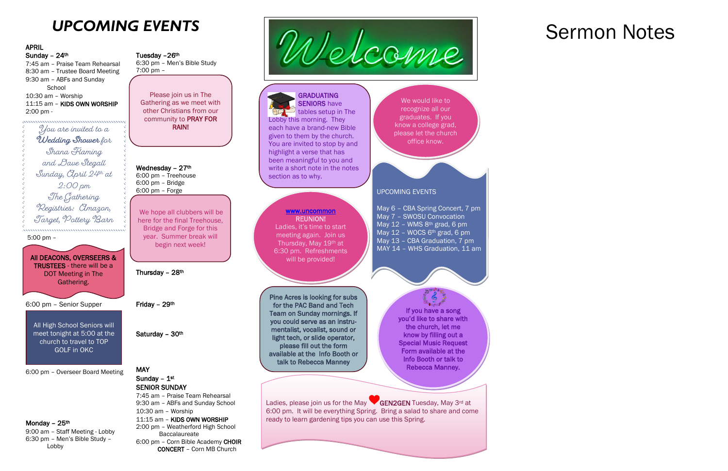# UPCOMING EVENTS

**APRIL**

**Sunday – 24th**

7:45 am – Praise Team Rehearsal
8:30 am – Trustee Board Meeting
9:30 am – ABFs and Sunday School
10:30 am – Worship
11:15 am – **KIDS OWN WORSHIP**
2:00 pm -

*You are invited to a Wedding Shower for Shana Flaming and Dave Stegall Sunday, April 24th at 2:00 pm The Gathering Registries: Amazon, Target, Pottery Barn*

5:00 pm –

**All DEACONS, OVERSEERS & TRUSTEES** - there will be a DOT Meeting in The Gathering.

6:00 pm – Senior Supper

All High School Seniors will meet tonight at 5:00 at the church to travel to TOP GOLF in OKC

6:00 pm – Overseer Board Meeting

**Monday – 25th**

9:00 am – Staff Meeting - Lobby
6:30 pm – Men's Bible Study – Lobby

**Tuesday –26th**

6:30 pm – Men's Bible Study
7:00 pm –

Please join us in The Gathering as we meet with other Christians from our community to **PRAY FOR RAIN!**

**Wednesday – 27th**

6:00 pm – Treehouse
6:00 pm – Bridge
6:00 pm – Forge

We hope all clubbers will be here for the final Treehouse, Bridge and Forge for this year. Summer break will begin next week!

**Thursday – 28th**

**Friday – 29th**

**Saturday – 30th**

**MAY**

**Sunday – 1st**

**SENIOR SUNDAY**

7:45 am – Praise Team Rehearsal
9:30 am – ABFs and Sunday School
10:30 am – Worship
11:15 am – **KIDS OWN WORSHIP**
2:00 pm – Weatherford High School Baccalaureate
6:00 pm – Corn Bible Academy **CHOIR CONCERT** – Corn MB Church

Welcome

**GRADUATING SENIORS** have tables setup in The Lobby this morning. They each have a brand-new Bible given to them by the church. You are invited to stop by and highlight a verse that has been meaningful to you and write a short note in the notes section as to why.

We would like to recognize all our graduates. If you know a college grad, please let the church office know.

UPCOMING EVENTS

May 6 – CBA Spring Concert, 7 pm
May 7 – SWOSU Convocation
May 12 – WMS 8th grad, 6 pm
May 12 – WOCS 6th grad, 6 pm
May 13 – CBA Graduation, 7 pm
MAY 14 – WHS Graduation, 11 am

www.uncommon
REUNION!
Ladies, it's time to start meeting again. Join us Thursday, May 19th at 6:30 pm. Refreshments will be provided!

**Pine Acres is looking for subs for the PAC Band and Tech Team on Sunday mornings. If you could serve as an instrumentalist, vocalist, sound or light tech, or slide operator, please fill out the form available at the Info Booth or talk to Rebecca Manney**

If you have a song you'd like to share with the church, let me know by filling out a Special Music Request Form available at the Info Booth or talk to Rebecca Manney.

Ladies, please join us for the May **GEN2GEN** Tuesday, May 3rd at 6:00 pm. It will be everything Spring. Bring a salad to share and come ready to learn gardening tips you can use this Spring.

# Sermon Notes